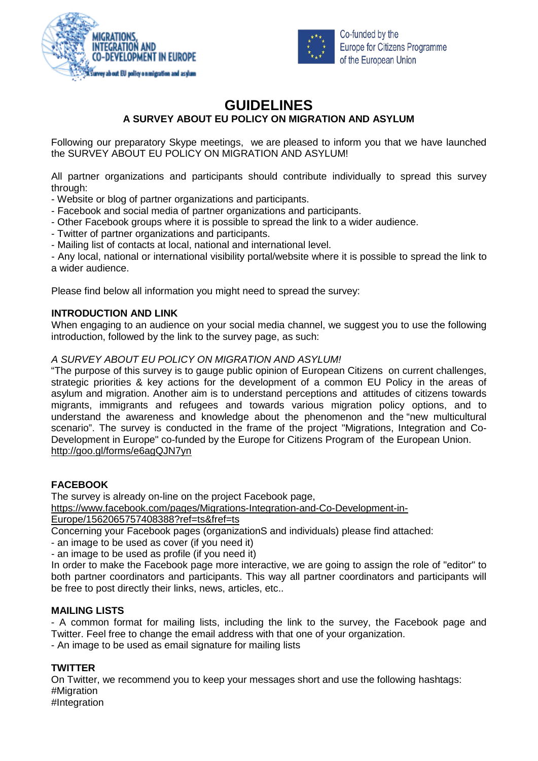MIGRATIONS, INTEGRATION AND CO-DEVELOPMENT IN EUROPE
Survey about EU policy on migration and asylum

Co-funded by the Europe for Citizens Programme of the European Union

# GUIDELINES

## A SURVEY ABOUT EU POLICY ON MIGRATION AND ASYLUM

Following our preparatory Skype meetings, we are pleased to inform you that we have launched the SURVEY ABOUT EU POLICY ON MIGRATION AND ASYLUM!

All partner organizations and participants should contribute individually to spread this survey through:
- Website or blog of partner organizations and participants.
- Facebook and social media of partner organizations and participants.
- Other Facebook groups where it is possible to spread the link to a wider audience.
- Twitter of partner organizations and participants.
- Mailing list of contacts at local, national and international level.
- Any local, national or international visibility portal/website where it is possible to spread the link to a wider audience.

Please find below all information you might need to spread the survey:

**INTRODUCTION AND LINK**

When engaging to an audience on your social media channel, we suggest you to use the following introduction, followed by the link to the survey page, as such:

*A SURVEY ABOUT EU POLICY ON MIGRATION AND ASYLUM!*

"The purpose of this survey is to gauge public opinion of European Citizens on current challenges, strategic priorities & key actions for the development of a common EU Policy in the areas of asylum and migration. Another aim is to understand perceptions and attitudes of citizens towards migrants, immigrants and refugees and towards various migration policy options, and to understand the awareness and knowledge about the phenomenon and the "new multicultural scenario". The survey is conducted in the frame of the project "Migrations, Integration and Co-Development in Europe" co-funded by the Europe for Citizens Program of the European Union.
http://goo.gl/forms/e6agQJN7yn

**FACEBOOK**

The survey is already on-line on the project Facebook page,
https://www.facebook.com/pages/Migrations-Integration-and-Co-Development-in-Europe/1562065757408388?ref=ts&fref=ts
Concerning your Facebook pages (organizationS and individuals) please find attached:
- an image to be used as cover (if you need it)
- an image to be used as profile (if you need it)

In order to make the Facebook page more interactive, we are going to assign the role of "editor" to both partner coordinators and participants. This way all partner coordinators and participants will be free to post directly their links, news, articles, etc..

**MAILING LISTS**

- A common format for mailing lists, including the link to the survey, the Facebook page and Twitter. Feel free to change the email address with that one of your organization.
- An image to be used as email signature for mailing lists

**TWITTER**

On Twitter, we recommend you to keep your messages short and use the following hashtags:
#Migration
#Integration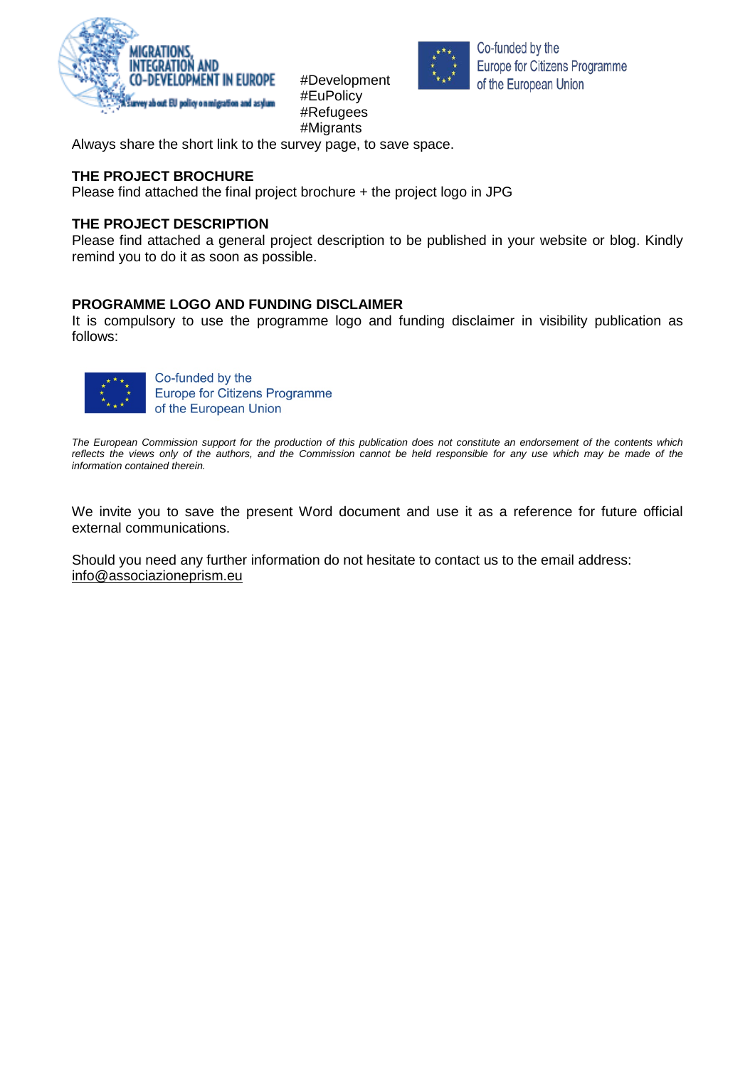#Development
#EuPolicy
#Refugees
#Migrants

Always share the short link to the survey page, to save space.

**THE PROJECT BROCHURE**

Please find attached the final project brochure + the project logo in JPG

**THE PROJECT DESCRIPTION**

Please find attached a general project description to be published in your website or blog. Kindly remind you to do it as soon as possible.

**PROGRAMME LOGO AND FUNDING DISCLAIMER**

It is compulsory to use the programme logo and funding disclaimer in visibility publication as follows:

Co-funded by the
Europe for Citizens Programme
of the European Union

*The European Commission support for the production of this publication does not constitute an endorsement of the contents which reflects the views only of the authors, and the Commission cannot be held responsible for any use which may be made of the information contained therein.*

We invite you to save the present Word document and use it as a reference for future official external communications.

Should you need any further information do not hesitate to contact us to the email address: info@associazioneprism.eu